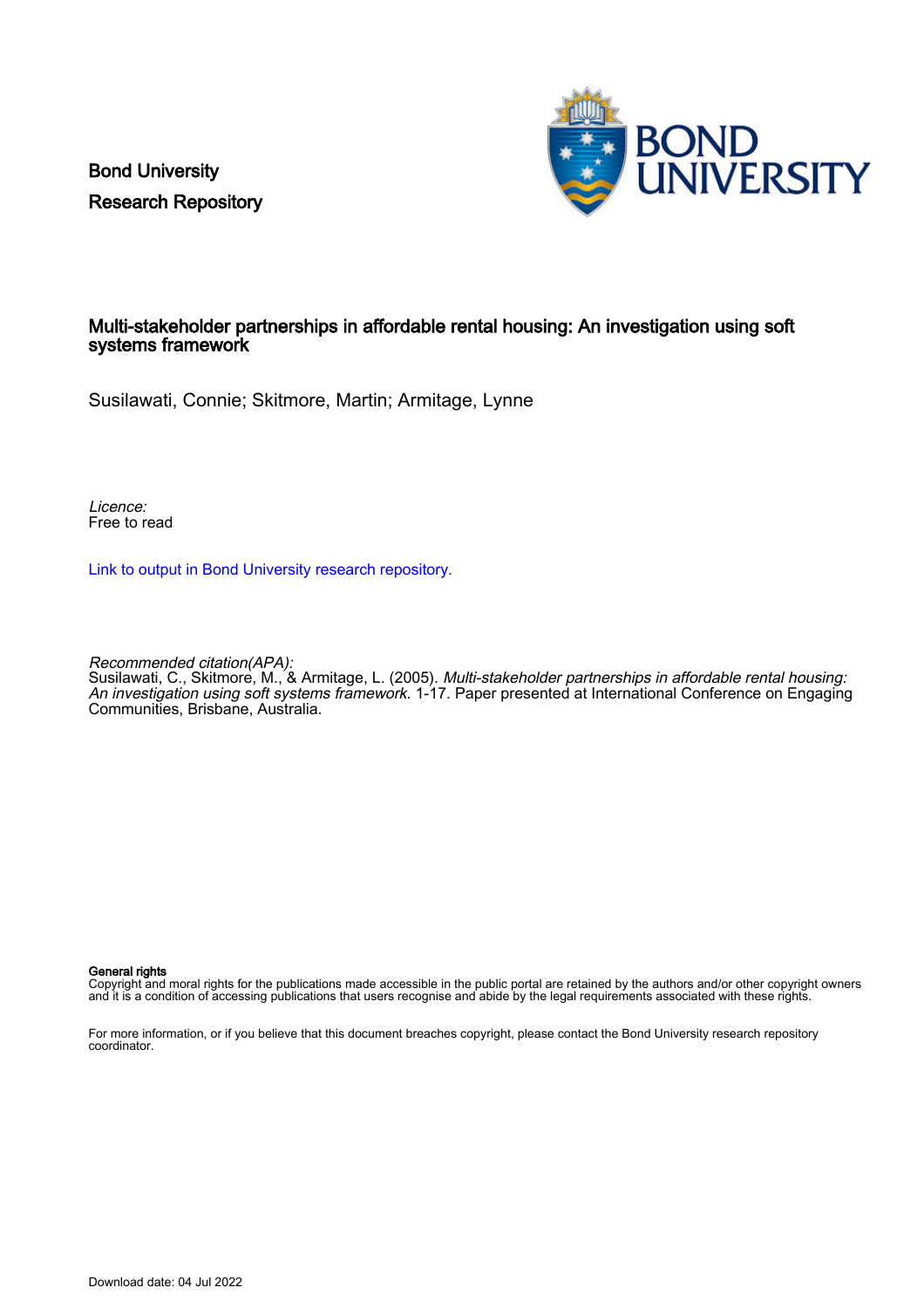Bond University
Research Repository

# Multi-stakeholder partnerships in affordable rental housing: An investigation using soft systems framework

Susilawati, Connie; Skitmore, Martin; Armitage, Lynne

*Licence:*
Free to read

[Link to output in Bond University research repository.]

*Recommended citation(APA):*
Susilawati, C., Skitmore, M., & Armitage, L. (2005). *Multi-stakeholder partnerships in affordable rental housing: An investigation using soft systems framework*. 1-17. Paper presented at International Conference on Engaging Communities, Brisbane, Australia.

**General rights**
Copyright and moral rights for the publications made accessible in the public portal are retained by the authors and/or other copyright owners and it is a condition of accessing publications that users recognise and abide by the legal requirements associated with these rights.

For more information, or if you believe that this document breaches copyright, please contact the Bond University research repository coordinator.

Download date: 04 Jul 2022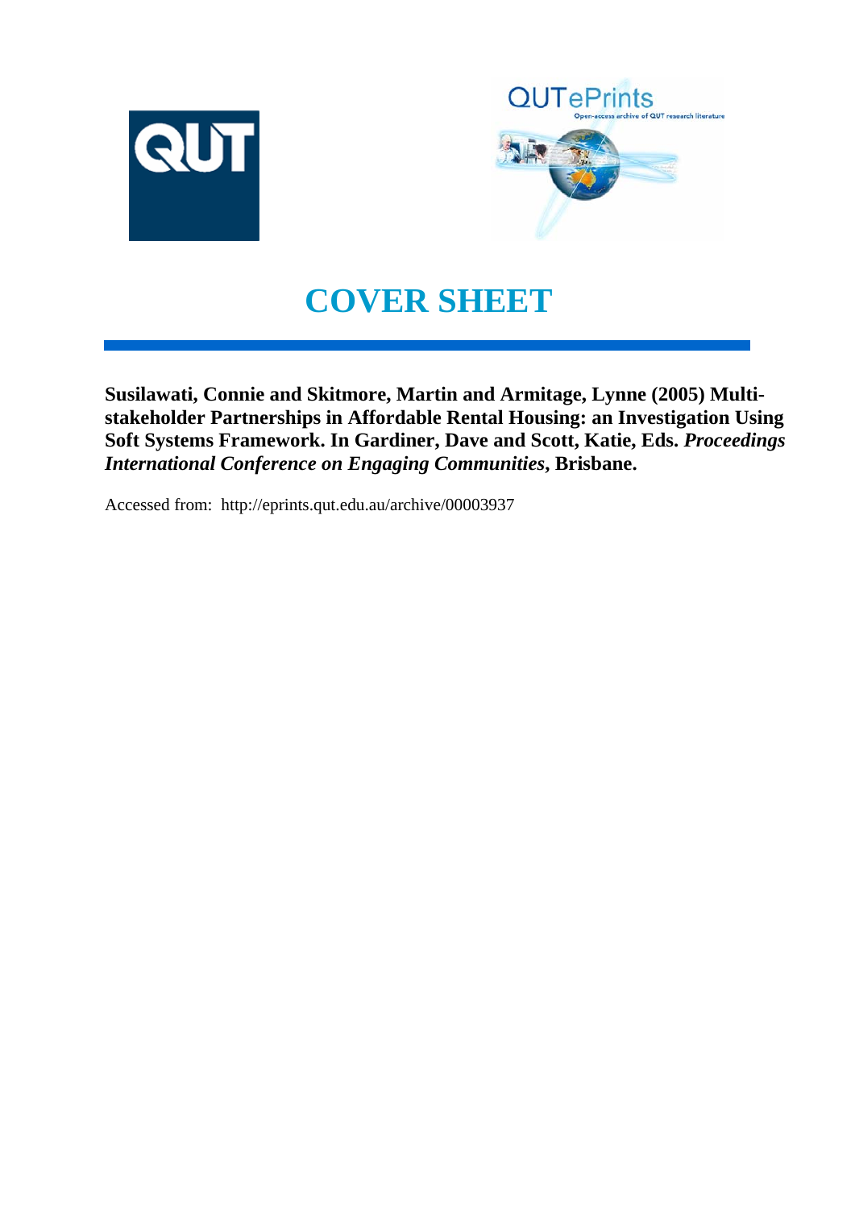# COVER SHEET

**Susilawati, Connie and Skitmore, Martin and Armitage, Lynne (2005) Multi-stakeholder Partnerships in Affordable Rental Housing: an Investigation Using Soft Systems Framework. In Gardiner, Dave and Scott, Katie, Eds. *Proceedings International Conference on Engaging Communities*, Brisbane.**

Accessed from: http://eprints.qut.edu.au/archive/00003937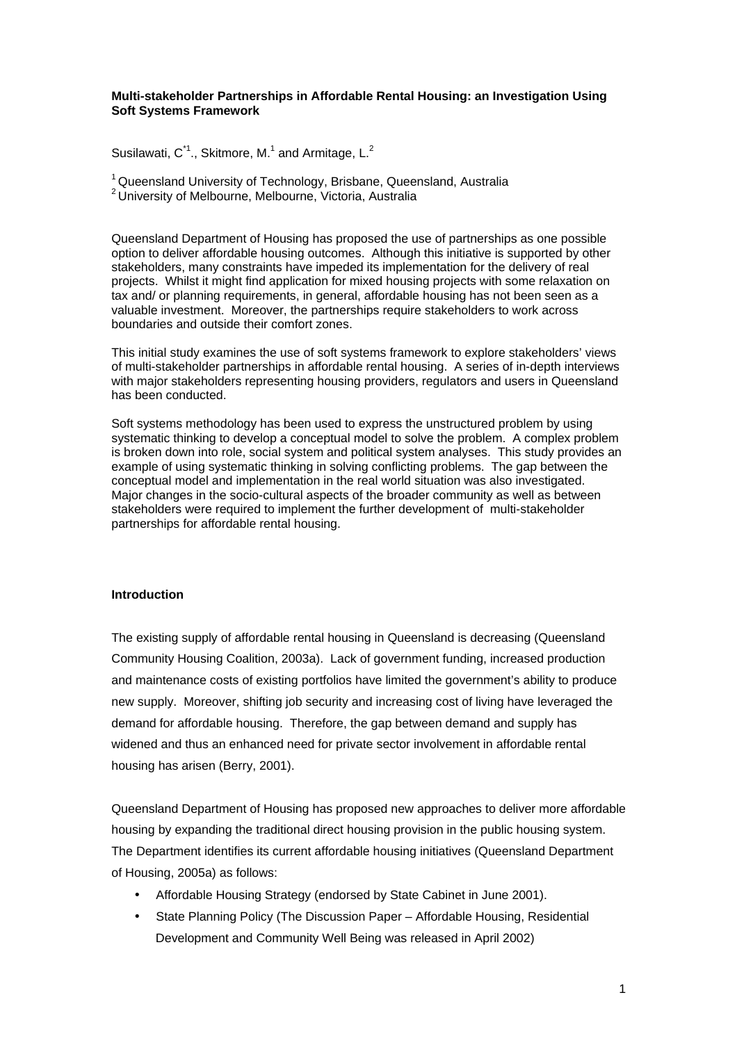**Multi-stakeholder Partnerships in Affordable Rental Housing: an Investigation Using Soft Systems Framework**

Susilawati, C.[*1], Skitmore, M.[1] and Armitage, L.[2]

[1] Queensland University of Technology, Brisbane, Queensland, Australia
[2] University of Melbourne, Melbourne, Victoria, Australia

Queensland Department of Housing has proposed the use of partnerships as one possible option to deliver affordable housing outcomes. Although this initiative is supported by other stakeholders, many constraints have impeded its implementation for the delivery of real projects. Whilst it might find application for mixed housing projects with some relaxation on tax and/ or planning requirements, in general, affordable housing has not been seen as a valuable investment. Moreover, the partnerships require stakeholders to work across boundaries and outside their comfort zones.

This initial study examines the use of soft systems framework to explore stakeholders' views of multi-stakeholder partnerships in affordable rental housing. A series of in-depth interviews with major stakeholders representing housing providers, regulators and users in Queensland has been conducted.

Soft systems methodology has been used to express the unstructured problem by using systematic thinking to develop a conceptual model to solve the problem. A complex problem is broken down into role, social system and political system analyses. This study provides an example of using systematic thinking in solving conflicting problems. The gap between the conceptual model and implementation in the real world situation was also investigated. Major changes in the socio-cultural aspects of the broader community as well as between stakeholders were required to implement the further development of multi-stakeholder partnerships for affordable rental housing.

## Introduction

The existing supply of affordable rental housing in Queensland is decreasing (Queensland Community Housing Coalition, 2003a). Lack of government funding, increased production and maintenance costs of existing portfolios have limited the government's ability to produce new supply. Moreover, shifting job security and increasing cost of living have leveraged the demand for affordable housing. Therefore, the gap between demand and supply has widened and thus an enhanced need for private sector involvement in affordable rental housing has arisen (Berry, 2001).

Queensland Department of Housing has proposed new approaches to deliver more affordable housing by expanding the traditional direct housing provision in the public housing system. The Department identifies its current affordable housing initiatives (Queensland Department of Housing, 2005a) as follows:

- Affordable Housing Strategy (endorsed by State Cabinet in June 2001).
- State Planning Policy (The Discussion Paper – Affordable Housing, Residential Development and Community Well Being was released in April 2002)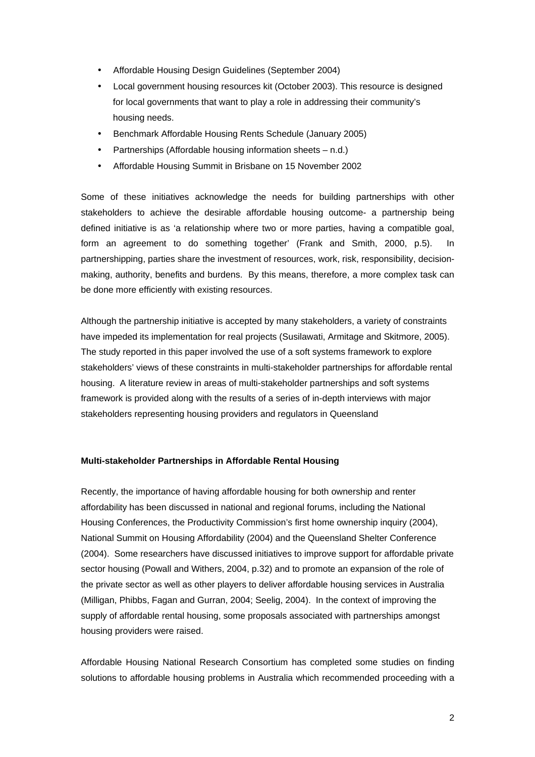- Affordable Housing Design Guidelines (September 2004)
- Local government housing resources kit (October 2003). This resource is designed for local governments that want to play a role in addressing their community's housing needs.
- Benchmark Affordable Housing Rents Schedule (January 2005)
- Partnerships (Affordable housing information sheets – n.d.)
- Affordable Housing Summit in Brisbane on 15 November 2002

Some of these initiatives acknowledge the needs for building partnerships with other stakeholders to achieve the desirable affordable housing outcome- a partnership being defined initiative is as 'a relationship where two or more parties, having a compatible goal, form an agreement to do something together' (Frank and Smith, 2000, p.5). In partnershipping, parties share the investment of resources, work, risk, responsibility, decision-making, authority, benefits and burdens. By this means, therefore, a more complex task can be done more efficiently with existing resources.

Although the partnership initiative is accepted by many stakeholders, a variety of constraints have impeded its implementation for real projects (Susilawati, Armitage and Skitmore, 2005). The study reported in this paper involved the use of a soft systems framework to explore stakeholders' views of these constraints in multi-stakeholder partnerships for affordable rental housing. A literature review in areas of multi-stakeholder partnerships and soft systems framework is provided along with the results of a series of in-depth interviews with major stakeholders representing housing providers and regulators in Queensland

**Multi-stakeholder Partnerships in Affordable Rental Housing**

Recently, the importance of having affordable housing for both ownership and renter affordability has been discussed in national and regional forums, including the National Housing Conferences, the Productivity Commission's first home ownership inquiry (2004), National Summit on Housing Affordability (2004) and the Queensland Shelter Conference (2004). Some researchers have discussed initiatives to improve support for affordable private sector housing (Powall and Withers, 2004, p.32) and to promote an expansion of the role of the private sector as well as other players to deliver affordable housing services in Australia (Milligan, Phibbs, Fagan and Gurran, 2004; Seelig, 2004). In the context of improving the supply of affordable rental housing, some proposals associated with partnerships amongst housing providers were raised.

Affordable Housing National Research Consortium has completed some studies on finding solutions to affordable housing problems in Australia which recommended proceeding with a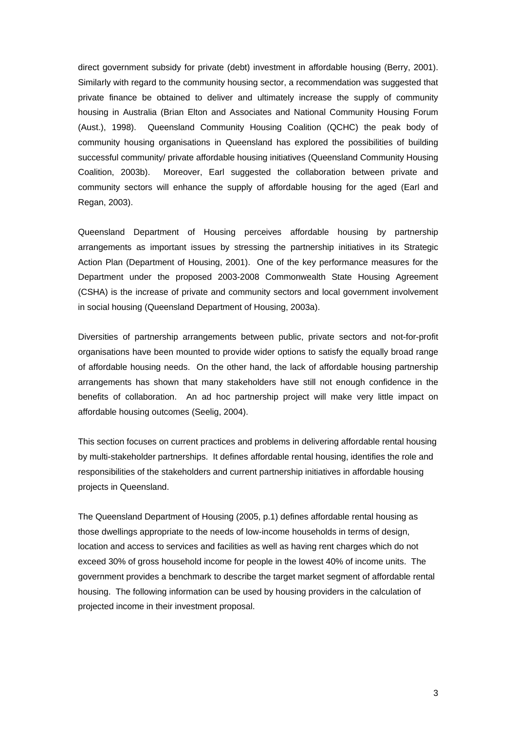direct government subsidy for private (debt) investment in affordable housing (Berry, 2001). Similarly with regard to the community housing sector, a recommendation was suggested that private finance be obtained to deliver and ultimately increase the supply of community housing in Australia (Brian Elton and Associates and National Community Housing Forum (Aust.), 1998). Queensland Community Housing Coalition (QCHC) the peak body of community housing organisations in Queensland has explored the possibilities of building successful community/ private affordable housing initiatives (Queensland Community Housing Coalition, 2003b). Moreover, Earl suggested the collaboration between private and community sectors will enhance the supply of affordable housing for the aged (Earl and Regan, 2003).

Queensland Department of Housing perceives affordable housing by partnership arrangements as important issues by stressing the partnership initiatives in its Strategic Action Plan (Department of Housing, 2001). One of the key performance measures for the Department under the proposed 2003-2008 Commonwealth State Housing Agreement (CSHA) is the increase of private and community sectors and local government involvement in social housing (Queensland Department of Housing, 2003a).

Diversities of partnership arrangements between public, private sectors and not-for-profit organisations have been mounted to provide wider options to satisfy the equally broad range of affordable housing needs. On the other hand, the lack of affordable housing partnership arrangements has shown that many stakeholders have still not enough confidence in the benefits of collaboration. An ad hoc partnership project will make very little impact on affordable housing outcomes (Seelig, 2004).

This section focuses on current practices and problems in delivering affordable rental housing by multi-stakeholder partnerships. It defines affordable rental housing, identifies the role and responsibilities of the stakeholders and current partnership initiatives in affordable housing projects in Queensland.

The Queensland Department of Housing (2005, p.1) defines affordable rental housing as those dwellings appropriate to the needs of low-income households in terms of design, location and access to services and facilities as well as having rent charges which do not exceed 30% of gross household income for people in the lowest 40% of income units. The government provides a benchmark to describe the target market segment of affordable rental housing. The following information can be used by housing providers in the calculation of projected income in their investment proposal.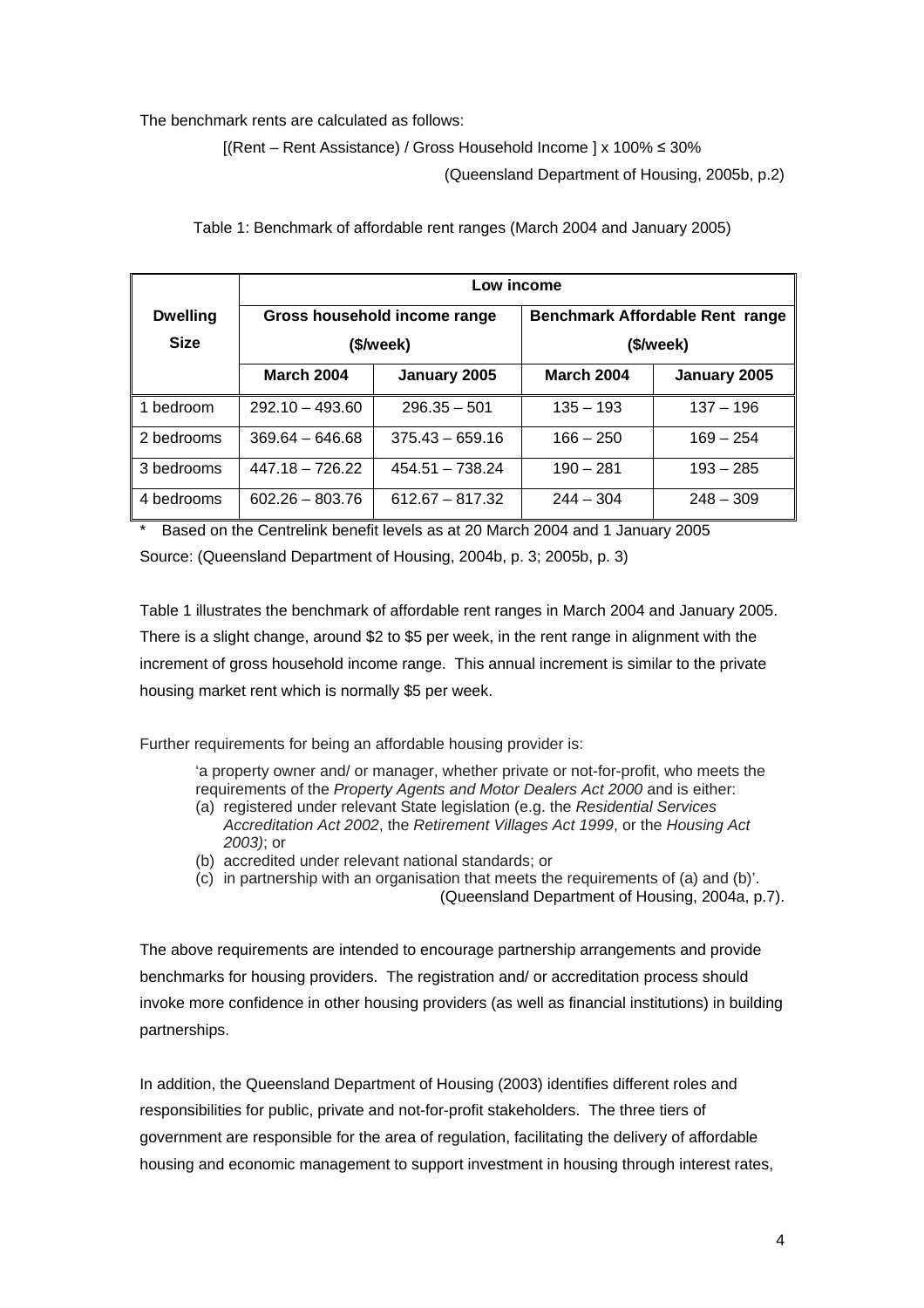The benchmark rents are calculated as follows:

$$[(\text{Rent} – \text{Rent Assistance}) / \text{Gross Household Income}] \times 100\% \leq 30\%$$

(Queensland Department of Housing, 2005b, p.2)

Table 1: Benchmark of affordable rent ranges (March 2004 and January 2005)

| Dwelling Size | Low income | | | |
|---|---|---|---|---|
| | Gross household income range ($/week) | | Benchmark Affordable Rent range ($/week) | |
| | March 2004 | January 2005 | March 2004 | January 2005 |
| 1 bedroom | 292.10 – 493.60 | 296.35 – 501 | 135 – 193 | 137 – 196 |
| 2 bedrooms | 369.64 – 646.68 | 375.43 – 659.16 | 166 – 250 | 169 – 254 |
| 3 bedrooms | 447.18 – 726.22 | 454.51 – 738.24 | 190 – 281 | 193 – 285 |
| 4 bedrooms | 602.26 – 803.76 | 612.67 – 817.32 | 244 – 304 | 248 – 309 |

\* Based on the Centrelink benefit levels as at 20 March 2004 and 1 January 2005

Source: (Queensland Department of Housing, 2004b, p. 3; 2005b, p. 3)

Table 1 illustrates the benchmark of affordable rent ranges in March 2004 and January 2005. There is a slight change, around $2 to $5 per week, in the rent range in alignment with the increment of gross household income range. This annual increment is similar to the private housing market rent which is normally $5 per week.

Further requirements for being an affordable housing provider is:

> 'a property owner and/ or manager, whether private or not-for-profit, who meets the requirements of the *Property Agents and Motor Dealers Act 2000* and is either:
>
> (a) registered under relevant State legislation (e.g. the *Residential Services Accreditation Act 2002*, the *Retirement Villages Act 1999*, or the *Housing Act 2003)*; or
>
> (b) accredited under relevant national standards; or
>
> (c) in partnership with an organisation that meets the requirements of (a) and (b)'.
>
> (Queensland Department of Housing, 2004a, p.7).

The above requirements are intended to encourage partnership arrangements and provide benchmarks for housing providers. The registration and/ or accreditation process should invoke more confidence in other housing providers (as well as financial institutions) in building partnerships.

In addition, the Queensland Department of Housing (2003) identifies different roles and responsibilities for public, private and not-for-profit stakeholders. The three tiers of government are responsible for the area of regulation, facilitating the delivery of affordable housing and economic management to support investment in housing through interest rates,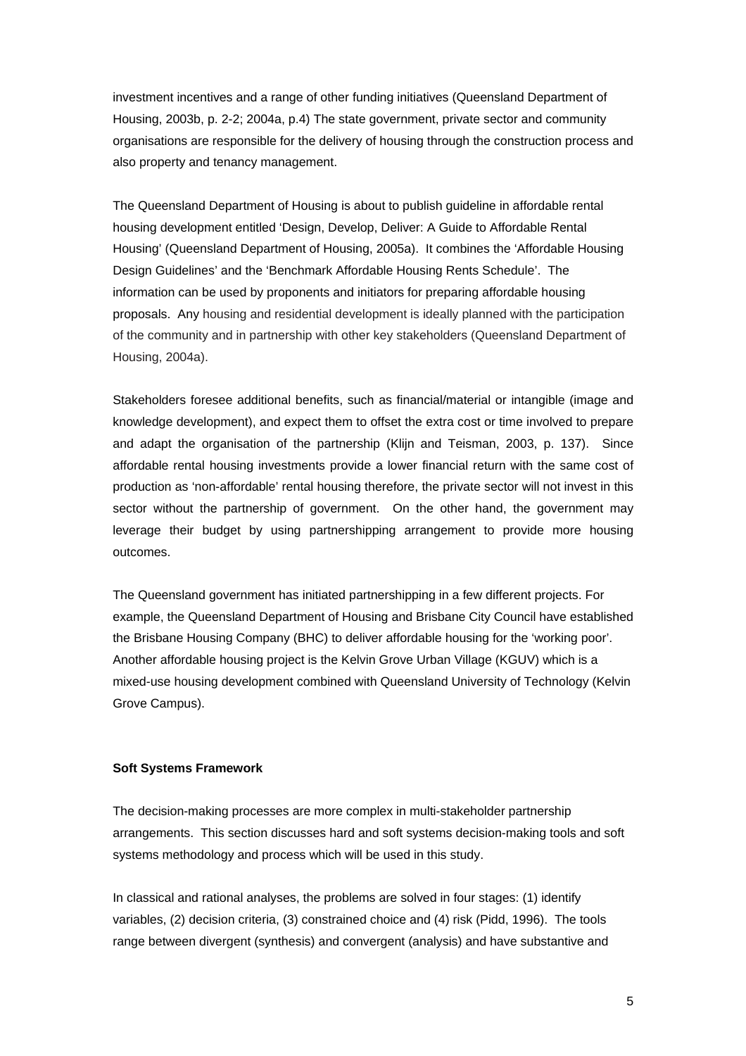investment incentives and a range of other funding initiatives (Queensland Department of Housing, 2003b, p. 2-2; 2004a, p.4) The state government, private sector and community organisations are responsible for the delivery of housing through the construction process and also property and tenancy management.

The Queensland Department of Housing is about to publish guideline in affordable rental housing development entitled 'Design, Develop, Deliver: A Guide to Affordable Rental Housing' (Queensland Department of Housing, 2005a). It combines the 'Affordable Housing Design Guidelines' and the 'Benchmark Affordable Housing Rents Schedule'. The information can be used by proponents and initiators for preparing affordable housing proposals. Any housing and residential development is ideally planned with the participation of the community and in partnership with other key stakeholders (Queensland Department of Housing, 2004a).

Stakeholders foresee additional benefits, such as financial/material or intangible (image and knowledge development), and expect them to offset the extra cost or time involved to prepare and adapt the organisation of the partnership (Klijn and Teisman, 2003, p. 137). Since affordable rental housing investments provide a lower financial return with the same cost of production as 'non-affordable' rental housing therefore, the private sector will not invest in this sector without the partnership of government. On the other hand, the government may leverage their budget by using partnershipping arrangement to provide more housing outcomes.

The Queensland government has initiated partnershipping in a few different projects. For example, the Queensland Department of Housing and Brisbane City Council have established the Brisbane Housing Company (BHC) to deliver affordable housing for the 'working poor'. Another affordable housing project is the Kelvin Grove Urban Village (KGUV) which is a mixed-use housing development combined with Queensland University of Technology (Kelvin Grove Campus).

**Soft Systems Framework**

The decision-making processes are more complex in multi-stakeholder partnership arrangements. This section discusses hard and soft systems decision-making tools and soft systems methodology and process which will be used in this study.

In classical and rational analyses, the problems are solved in four stages: (1) identify variables, (2) decision criteria, (3) constrained choice and (4) risk (Pidd, 1996). The tools range between divergent (synthesis) and convergent (analysis) and have substantive and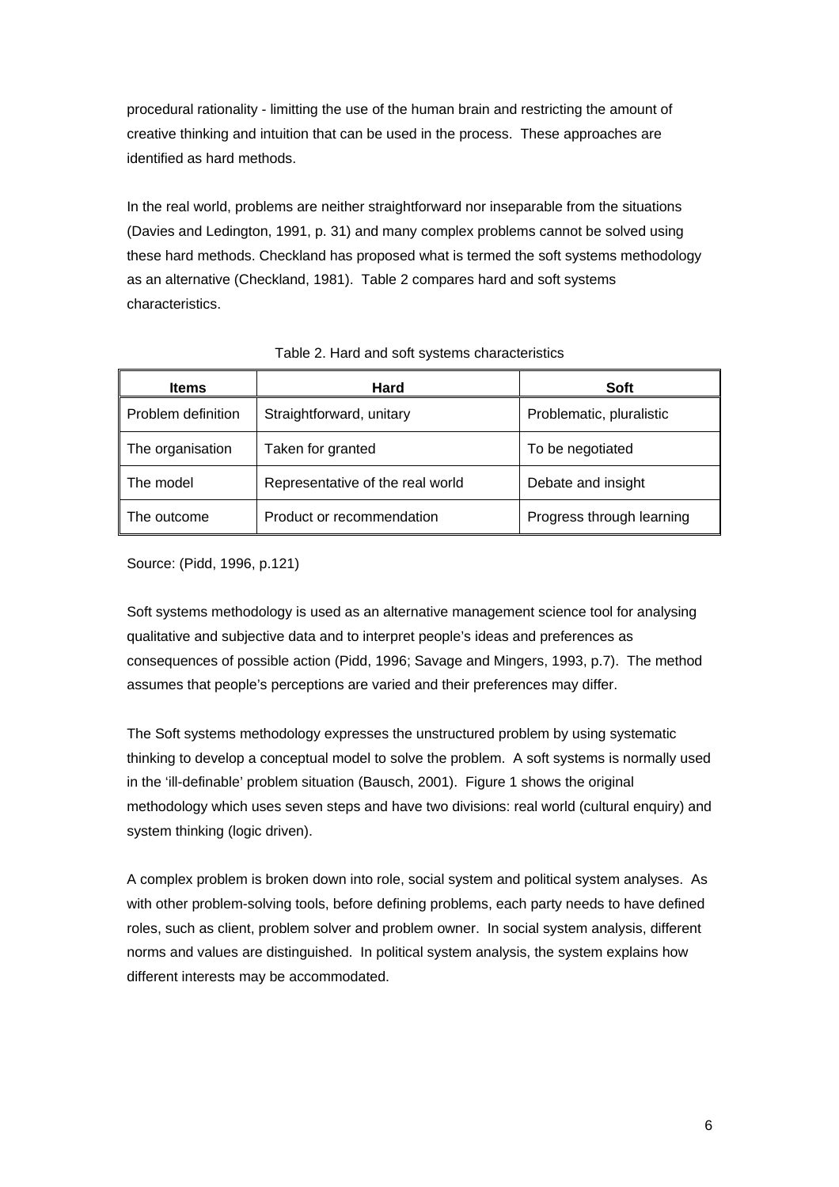procedural rationality - limitting the use of the human brain and restricting the amount of creative thinking and intuition that can be used in the process. These approaches are identified as hard methods.

In the real world, problems are neither straightforward nor inseparable from the situations (Davies and Ledington, 1991, p. 31) and many complex problems cannot be solved using these hard methods. Checkland has proposed what is termed the soft systems methodology as an alternative (Checkland, 1981). Table 2 compares hard and soft systems characteristics.

Table 2. Hard and soft systems characteristics

| Items | Hard | Soft |
|---|---|---|
| Problem definition | Straightforward, unitary | Problematic, pluralistic |
| The organisation | Taken for granted | To be negotiated |
| The model | Representative of the real world | Debate and insight |
| The outcome | Product or recommendation | Progress through learning |

Source: (Pidd, 1996, p.121)

Soft systems methodology is used as an alternative management science tool for analysing qualitative and subjective data and to interpret people's ideas and preferences as consequences of possible action (Pidd, 1996; Savage and Mingers, 1993, p.7). The method assumes that people's perceptions are varied and their preferences may differ.

The Soft systems methodology expresses the unstructured problem by using systematic thinking to develop a conceptual model to solve the problem. A soft systems is normally used in the 'ill-definable' problem situation (Bausch, 2001). Figure 1 shows the original methodology which uses seven steps and have two divisions: real world (cultural enquiry) and system thinking (logic driven).

A complex problem is broken down into role, social system and political system analyses. As with other problem-solving tools, before defining problems, each party needs to have defined roles, such as client, problem solver and problem owner. In social system analysis, different norms and values are distinguished. In political system analysis, the system explains how different interests may be accommodated.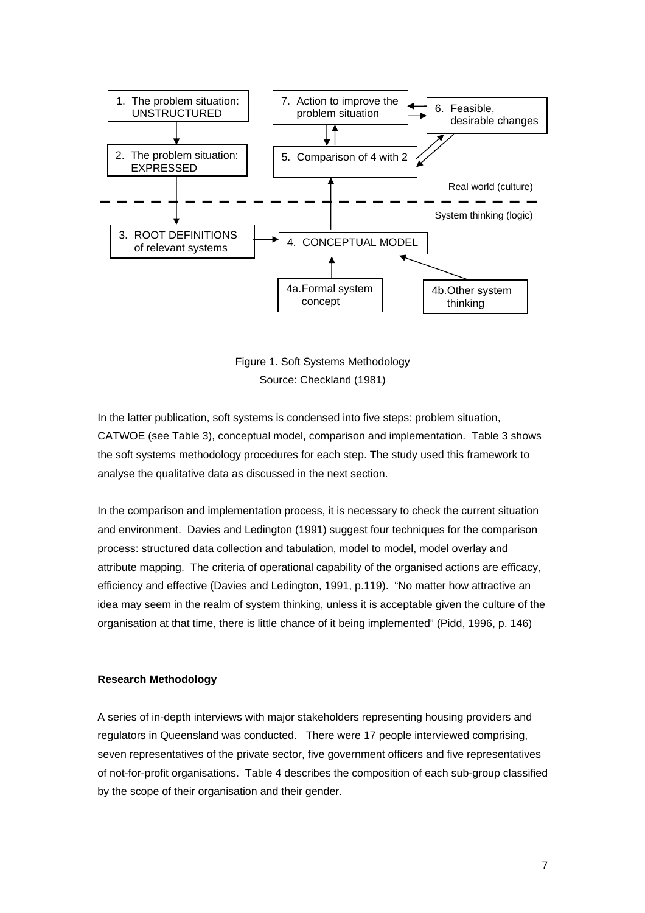1. The problem situation: UNSTRUCTURED

2. The problem situation: EXPRESSED

3. ROOT DEFINITIONS of relevant systems

4. CONCEPTUAL MODEL

4a. Formal system concept

4b. Other system thinking

5. Comparison of 4 with 2

6. Feasible, desirable changes

7. Action to improve the problem situation

Real world (culture)

System thinking (logic)

Figure 1. Soft Systems Methodology
Source: Checkland (1981)

In the latter publication, soft systems is condensed into five steps: problem situation, CATWOE (see Table 3), conceptual model, comparison and implementation. Table 3 shows the soft systems methodology procedures for each step. The study used this framework to analyse the qualitative data as discussed in the next section.

In the comparison and implementation process, it is necessary to check the current situation and environment. Davies and Ledington (1991) suggest four techniques for the comparison process: structured data collection and tabulation, model to model, model overlay and attribute mapping. The criteria of operational capability of the organised actions are efficacy, efficiency and effective (Davies and Ledington, 1991, p.119). "No matter how attractive an idea may seem in the realm of system thinking, unless it is acceptable given the culture of the organisation at that time, there is little chance of it being implemented" (Pidd, 1996, p. 146)

**Research Methodology**

A series of in-depth interviews with major stakeholders representing housing providers and regulators in Queensland was conducted. There were 17 people interviewed comprising, seven representatives of the private sector, five government officers and five representatives of not-for-profit organisations. Table 4 describes the composition of each sub-group classified by the scope of their organisation and their gender.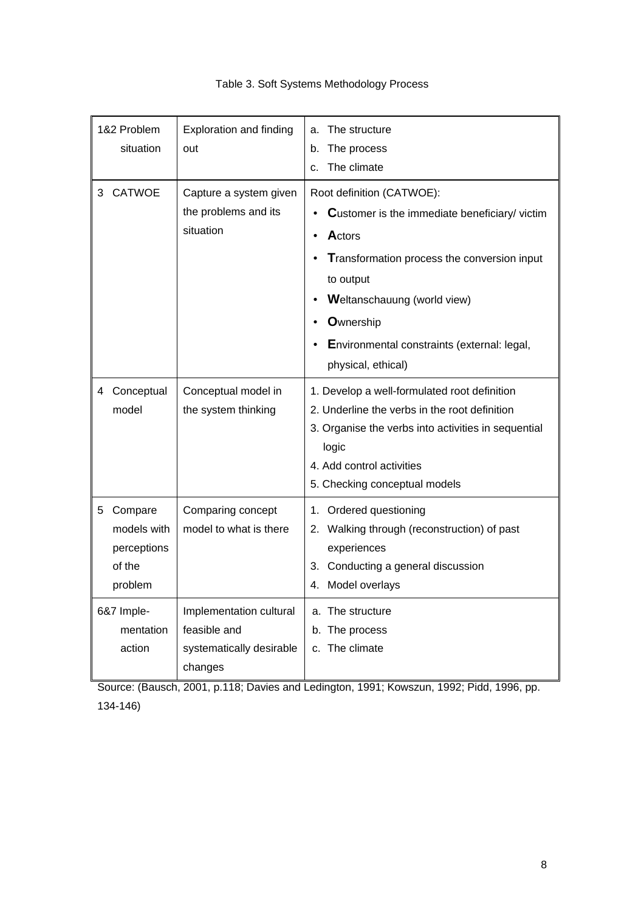Table 3. Soft Systems Methodology Process

| | | |
|---|---|---|
| 1&2 Problem situation | Exploration and finding out | a. The structure<br>b. The process<br>c. The climate |
| 3 CATWOE | Capture a system given the problems and its situation | Root definition (CATWOE):<br>• **C**ustomer is the immediate beneficiary/ victim<br>• **A**ctors<br>• **T**ransformation process the conversion input to output<br>• **W**eltanschauung (world view)<br>• **O**wnership<br>• **E**nvironmental constraints (external: legal, physical, ethical) |
| 4 Conceptual model | Conceptual model in the system thinking | 1. Develop a well-formulated root definition<br>2. Underline the verbs in the root definition<br>3. Organise the verbs into activities in sequential logic<br>4. Add control activities<br>5. Checking conceptual models |
| 5 Compare models with perceptions of the problem | Comparing concept model to what is there | 1. Ordered questioning<br>2. Walking through (reconstruction) of past experiences<br>3. Conducting a general discussion<br>4. Model overlays |
| 6&7 Imple-mentation action | Implementation cultural feasible and systematically desirable changes | a. The structure<br>b. The process<br>c. The climate |

Source: (Bausch, 2001, p.118; Davies and Ledington, 1991; Kowszun, 1992; Pidd, 1996, pp. 134-146)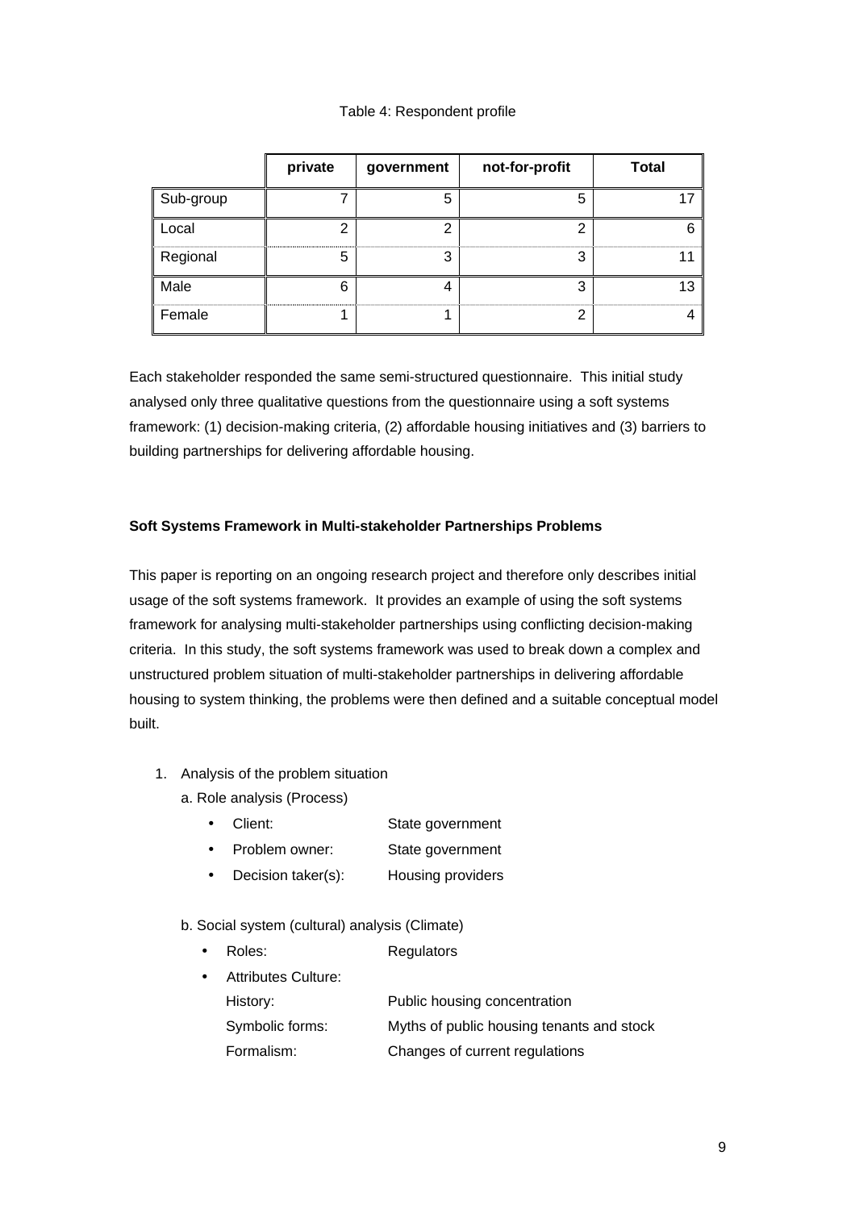Table 4: Respondent profile

| | private | government | not-for-profit | Total |
|---|---|---|---|---|
| Sub-group | 7 | 5 | 5 | 17 |
| Local | 2 | 2 | 2 | 6 |
| Regional | 5 | 3 | 3 | 11 |
| Male | 6 | 4 | 3 | 13 |
| Female | 1 | 1 | 2 | 4 |

Each stakeholder responded the same semi-structured questionnaire. This initial study analysed only three qualitative questions from the questionnaire using a soft systems framework: (1) decision-making criteria, (2) affordable housing initiatives and (3) barriers to building partnerships for delivering affordable housing.

**Soft Systems Framework in Multi-stakeholder Partnerships Problems**

This paper is reporting on an ongoing research project and therefore only describes initial usage of the soft systems framework. It provides an example of using the soft systems framework for analysing multi-stakeholder partnerships using conflicting decision-making criteria. In this study, the soft systems framework was used to break down a complex and unstructured problem situation of multi-stakeholder partnerships in delivering affordable housing to system thinking, the problems were then defined and a suitable conceptual model built.

1. Analysis of the problem situation

   a. Role analysis (Process)

   - Client: State government
   - Problem owner: State government
   - Decision taker(s): Housing providers

   b. Social system (cultural) analysis (Climate)

   - Roles: Regulators
   - Attributes Culture:
     - History: Public housing concentration
     - Symbolic forms: Myths of public housing tenants and stock
     - Formalism: Changes of current regulations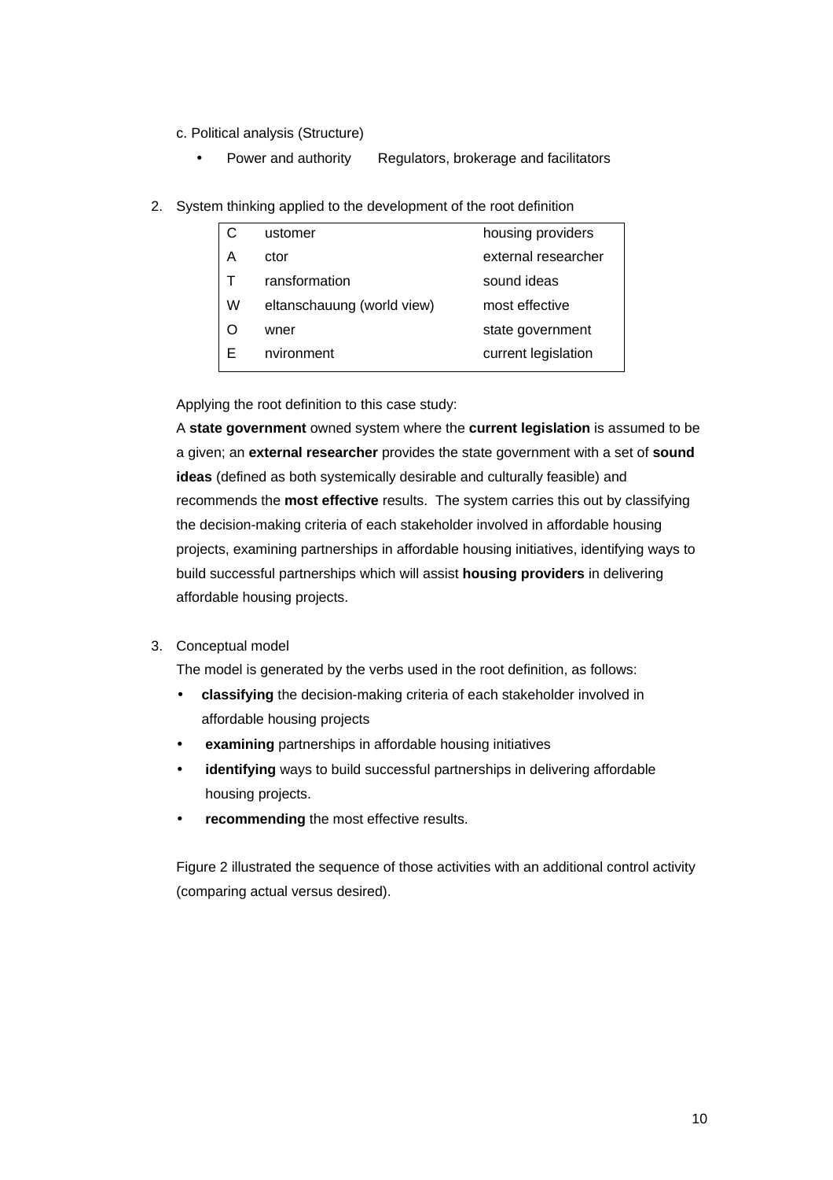c. Political analysis (Structure)

- Power and authority  Regulators, brokerage and facilitators

2. System thinking applied to the development of the root definition

| C | ustomer | housing providers |
|---|---|---|
| A | ctor | external researcher |
| T | ransformation | sound ideas |
| W | eltanschauung (world view) | most effective |
| O | wner | state government |
| E | nvironment | current legislation |

Applying the root definition to this case study:

A **state government** owned system where the **current legislation** is assumed to be a given; an **external researcher** provides the state government with a set of **sound ideas** (defined as both systemically desirable and culturally feasible) and recommends the **most effective** results. The system carries this out by classifying the decision-making criteria of each stakeholder involved in affordable housing projects, examining partnerships in affordable housing initiatives, identifying ways to build successful partnerships which will assist **housing providers** in delivering affordable housing projects.

3. Conceptual model

The model is generated by the verbs used in the root definition, as follows:

- **classifying** the decision-making criteria of each stakeholder involved in affordable housing projects
- **examining** partnerships in affordable housing initiatives
- **identifying** ways to build successful partnerships in delivering affordable housing projects.
- **recommending** the most effective results.

Figure 2 illustrated the sequence of those activities with an additional control activity (comparing actual versus desired).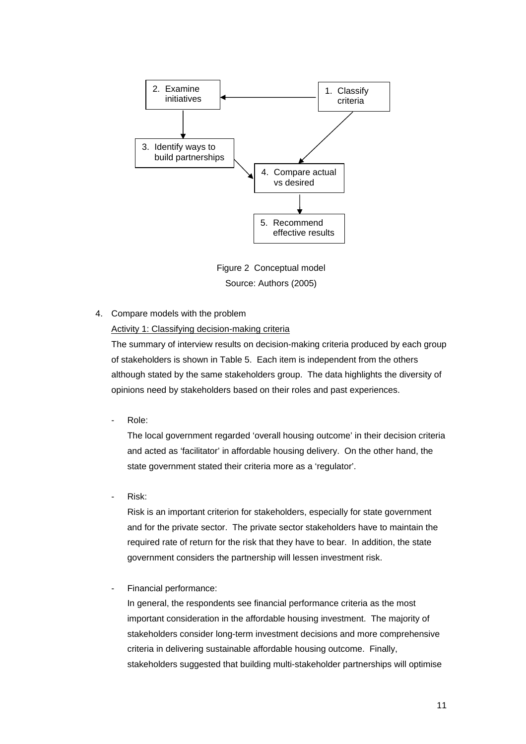1. Classify criteria
2. Examine initiatives
3. Identify ways to build partnerships
4. Compare actual vs desired
5. Recommend effective results

Figure 2 Conceptual model

Source: Authors (2005)

4. Compare models with the problem

<u>Activity 1: Classifying decision-making criteria</u>

The summary of interview results on decision-making criteria produced by each group of stakeholders is shown in Table 5. Each item is independent from the others although stated by the same stakeholders group. The data highlights the diversity of opinions need by stakeholders based on their roles and past experiences.

- Role:

  The local government regarded 'overall housing outcome' in their decision criteria and acted as 'facilitator' in affordable housing delivery. On the other hand, the state government stated their criteria more as a 'regulator'.

- Risk:

  Risk is an important criterion for stakeholders, especially for state government and for the private sector. The private sector stakeholders have to maintain the required rate of return for the risk that they have to bear. In addition, the state government considers the partnership will lessen investment risk.

- Financial performance:

  In general, the respondents see financial performance criteria as the most important consideration in the affordable housing investment. The majority of stakeholders consider long-term investment decisions and more comprehensive criteria in delivering sustainable affordable housing outcome. Finally, stakeholders suggested that building multi-stakeholder partnerships will optimise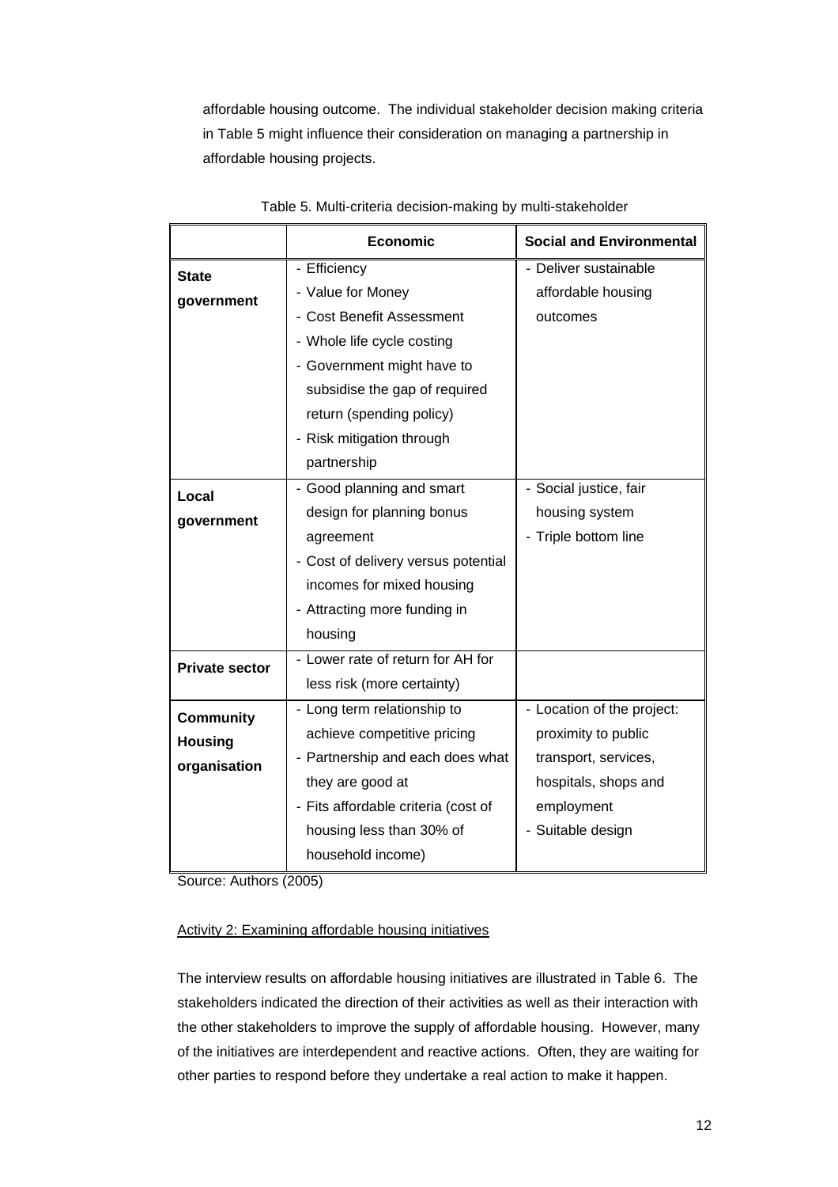affordable housing outcome. The individual stakeholder decision making criteria in Table 5 might influence their consideration on managing a partnership in affordable housing projects.

Table 5. Multi-criteria decision-making by multi-stakeholder

| | **Economic** | **Social and Environmental** |
|---|---|---|
| **State government** | - Efficiency<br>- Value for Money<br>- Cost Benefit Assessment<br>- Whole life cycle costing<br>- Government might have to subsidise the gap of required return (spending policy)<br>- Risk mitigation through partnership | - Deliver sustainable affordable housing outcomes |
| **Local government** | - Good planning and smart design for planning bonus agreement<br>- Cost of delivery versus potential incomes for mixed housing<br>- Attracting more funding in housing | - Social justice, fair housing system<br>- Triple bottom line |
| **Private sector** | - Lower rate of return for AH for less risk (more certainty) | |
| **Community Housing organisation** | - Long term relationship to achieve competitive pricing<br>- Partnership and each does what they are good at<br>- Fits affordable criteria (cost of housing less than 30% of household income) | - Location of the project: proximity to public transport, services, hospitals, shops and employment<br>- Suitable design |

Source: Authors (2005)

Activity 2: Examining affordable housing initiatives

The interview results on affordable housing initiatives are illustrated in Table 6. The stakeholders indicated the direction of their activities as well as their interaction with the other stakeholders to improve the supply of affordable housing. However, many of the initiatives are interdependent and reactive actions. Often, they are waiting for other parties to respond before they undertake a real action to make it happen.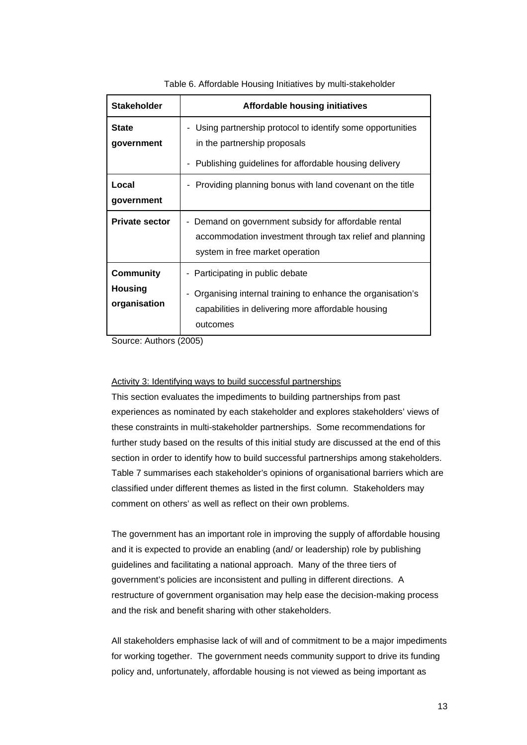Table 6. Affordable Housing Initiatives by multi-stakeholder

| Stakeholder | Affordable housing initiatives |
|---|---|
| **State government** | - Using partnership protocol to identify some opportunities in the partnership proposals<br>- Publishing guidelines for affordable housing delivery |
| **Local government** | - Providing planning bonus with land covenant on the title |
| **Private sector** | - Demand on government subsidy for affordable rental accommodation investment through tax relief and planning system in free market operation |
| **Community Housing organisation** | - Participating in public debate<br>- Organising internal training to enhance the organisation's capabilities in delivering more affordable housing outcomes |

Source: Authors (2005)

Activity 3: Identifying ways to build successful partnerships

This section evaluates the impediments to building partnerships from past experiences as nominated by each stakeholder and explores stakeholders' views of these constraints in multi-stakeholder partnerships. Some recommendations for further study based on the results of this initial study are discussed at the end of this section in order to identify how to build successful partnerships among stakeholders. Table 7 summarises each stakeholder's opinions of organisational barriers which are classified under different themes as listed in the first column. Stakeholders may comment on others' as well as reflect on their own problems.

The government has an important role in improving the supply of affordable housing and it is expected to provide an enabling (and/ or leadership) role by publishing guidelines and facilitating a national approach. Many of the three tiers of government's policies are inconsistent and pulling in different directions. A restructure of government organisation may help ease the decision-making process and the risk and benefit sharing with other stakeholders.

All stakeholders emphasise lack of will and of commitment to be a major impediments for working together. The government needs community support to drive its funding policy and, unfortunately, affordable housing is not viewed as being important as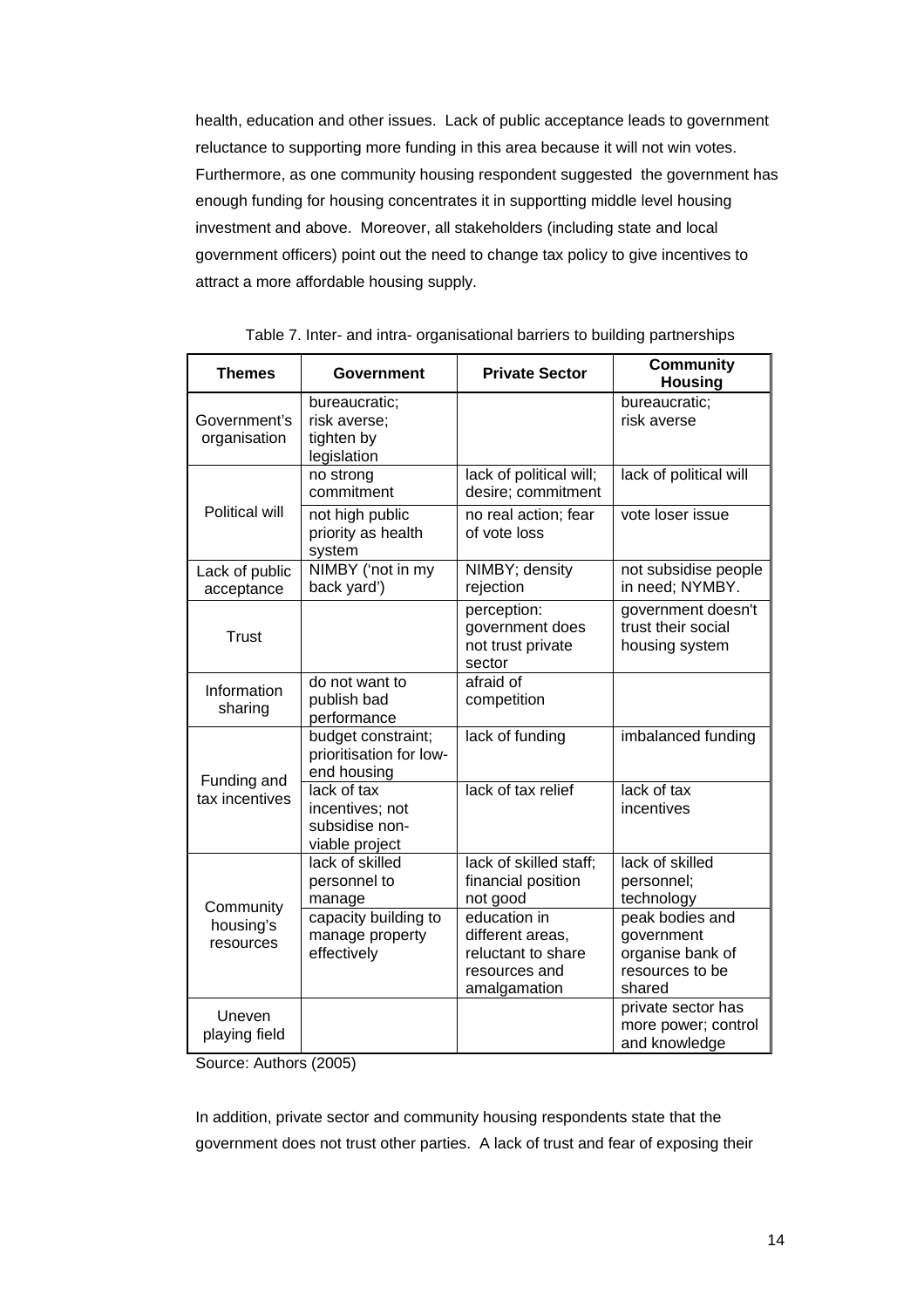health, education and other issues. Lack of public acceptance leads to government reluctance to supporting more funding in this area because it will not win votes. Furthermore, as one community housing respondent suggested the government has enough funding for housing concentrates it in supportting middle level housing investment and above. Moreover, all stakeholders (including state and local government officers) point out the need to change tax policy to give incentives to attract a more affordable housing supply.

Table 7. Inter- and intra- organisational barriers to building partnerships

| Themes | Government | Private Sector | Community Housing |
|---|---|---|---|
| Government's organisation | bureaucratic; risk averse; tighten by legislation | | bureaucratic; risk averse |
| Political will | no strong commitment | lack of political will; desire; commitment | lack of political will |
| | not high public priority as health system | no real action; fear of vote loss | vote loser issue |
| Lack of public acceptance | NIMBY ('not in my back yard') | NIMBY; density rejection | not subsidise people in need; NYMBY. |
| Trust | | perception: government does not trust private sector | government doesn't trust their social housing system |
| Information sharing | do not want to publish bad performance | afraid of competition | |
| Funding and tax incentives | budget constraint; prioritisation for low-end housing | lack of funding | imbalanced funding |
| | lack of tax incentives; not subsidise non-viable project | lack of tax relief | lack of tax incentives |
| Community housing's resources | lack of skilled personnel to manage | lack of skilled staff; financial position not good | lack of skilled personnel; technology |
| | capacity building to manage property effectively | education in different areas, reluctant to share resources and amalgamation | peak bodies and government organise bank of resources to be shared |
| Uneven playing field | | | private sector has more power; control and knowledge |

Source: Authors (2005)

In addition, private sector and community housing respondents state that the government does not trust other parties. A lack of trust and fear of exposing their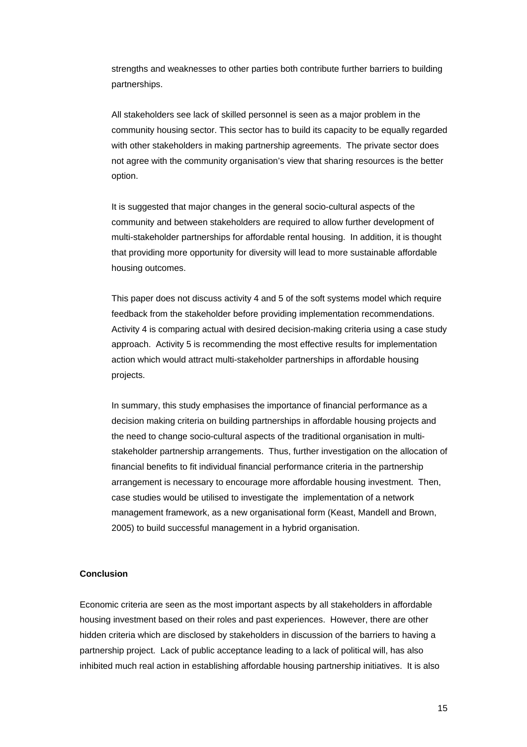strengths and weaknesses to other parties both contribute further barriers to building partnerships.

All stakeholders see lack of skilled personnel is seen as a major problem in the community housing sector. This sector has to build its capacity to be equally regarded with other stakeholders in making partnership agreements. The private sector does not agree with the community organisation's view that sharing resources is the better option.

It is suggested that major changes in the general socio-cultural aspects of the community and between stakeholders are required to allow further development of multi-stakeholder partnerships for affordable rental housing. In addition, it is thought that providing more opportunity for diversity will lead to more sustainable affordable housing outcomes.

This paper does not discuss activity 4 and 5 of the soft systems model which require feedback from the stakeholder before providing implementation recommendations. Activity 4 is comparing actual with desired decision-making criteria using a case study approach. Activity 5 is recommending the most effective results for implementation action which would attract multi-stakeholder partnerships in affordable housing projects.

In summary, this study emphasises the importance of financial performance as a decision making criteria on building partnerships in affordable housing projects and the need to change socio-cultural aspects of the traditional organisation in multi-stakeholder partnership arrangements. Thus, further investigation on the allocation of financial benefits to fit individual financial performance criteria in the partnership arrangement is necessary to encourage more affordable housing investment. Then, case studies would be utilised to investigate the implementation of a network management framework, as a new organisational form (Keast, Mandell and Brown, 2005) to build successful management in a hybrid organisation.

## Conclusion

Economic criteria are seen as the most important aspects by all stakeholders in affordable housing investment based on their roles and past experiences. However, there are other hidden criteria which are disclosed by stakeholders in discussion of the barriers to having a partnership project. Lack of public acceptance leading to a lack of political will, has also inhibited much real action in establishing affordable housing partnership initiatives. It is also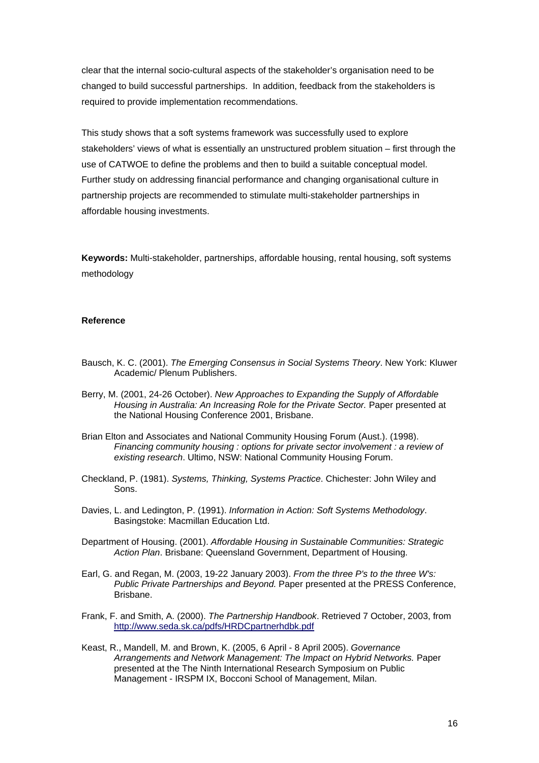clear that the internal socio-cultural aspects of the stakeholder's organisation need to be changed to build successful partnerships. In addition, feedback from the stakeholders is required to provide implementation recommendations.

This study shows that a soft systems framework was successfully used to explore stakeholders' views of what is essentially an unstructured problem situation – first through the use of CATWOE to define the problems and then to build a suitable conceptual model. Further study on addressing financial performance and changing organisational culture in partnership projects are recommended to stimulate multi-stakeholder partnerships in affordable housing investments.

**Keywords:** Multi-stakeholder, partnerships, affordable housing, rental housing, soft systems methodology

**Reference**

Bausch, K. C. (2001). *The Emerging Consensus in Social Systems Theory*. New York: Kluwer Academic/ Plenum Publishers.

Berry, M. (2001, 24-26 October). *New Approaches to Expanding the Supply of Affordable Housing in Australia: An Increasing Role for the Private Sector.* Paper presented at the National Housing Conference 2001, Brisbane.

Brian Elton and Associates and National Community Housing Forum (Aust.). (1998). *Financing community housing : options for private sector involvement : a review of existing research*. Ultimo, NSW: National Community Housing Forum.

Checkland, P. (1981). *Systems, Thinking, Systems Practice*. Chichester: John Wiley and Sons.

Davies, L. and Ledington, P. (1991). *Information in Action: Soft Systems Methodology*. Basingstoke: Macmillan Education Ltd.

Department of Housing. (2001). *Affordable Housing in Sustainable Communities: Strategic Action Plan*. Brisbane: Queensland Government, Department of Housing.

Earl, G. and Regan, M. (2003, 19-22 January 2003). *From the three P's to the three W's: Public Private Partnerships and Beyond.* Paper presented at the PRESS Conference, Brisbane.

Frank, F. and Smith, A. (2000). *The Partnership Handbook*. Retrieved 7 October, 2003, from http://www.seda.sk.ca/pdfs/HRDCpartnerhdbk.pdf

Keast, R., Mandell, M. and Brown, K. (2005, 6 April - 8 April 2005). *Governance Arrangements and Network Management: The Impact on Hybrid Networks.* Paper presented at the The Ninth International Research Symposium on Public Management - IRSPM IX, Bocconi School of Management, Milan.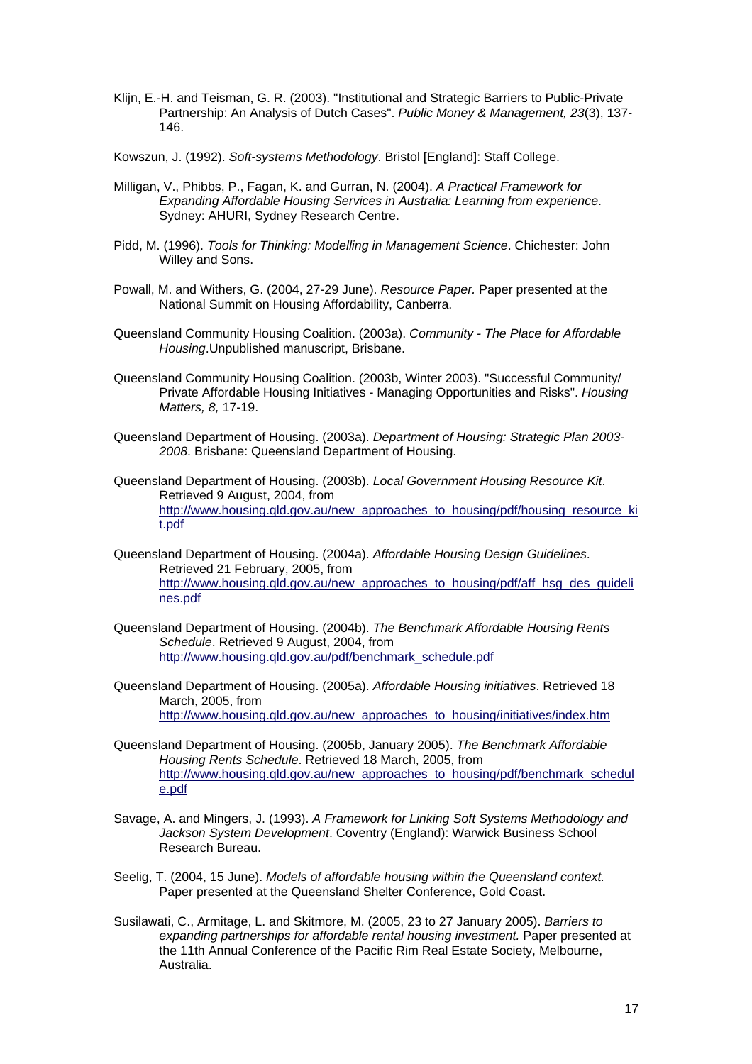Klijn, E.-H. and Teisman, G. R. (2003). "Institutional and Strategic Barriers to Public-Private Partnership: An Analysis of Dutch Cases". *Public Money & Management, 23*(3), 137-146.

Kowszun, J. (1992). *Soft-systems Methodology*. Bristol [England]: Staff College.

Milligan, V., Phibbs, P., Fagan, K. and Gurran, N. (2004). *A Practical Framework for Expanding Affordable Housing Services in Australia: Learning from experience*. Sydney: AHURI, Sydney Research Centre.

Pidd, M. (1996). *Tools for Thinking: Modelling in Management Science*. Chichester: John Willey and Sons.

Powall, M. and Withers, G. (2004, 27-29 June). *Resource Paper.* Paper presented at the National Summit on Housing Affordability, Canberra.

Queensland Community Housing Coalition. (2003a). *Community - The Place for Affordable Housing*.Unpublished manuscript, Brisbane.

Queensland Community Housing Coalition. (2003b, Winter 2003). "Successful Community/ Private Affordable Housing Initiatives - Managing Opportunities and Risks". *Housing Matters, 8,* 17-19.

Queensland Department of Housing. (2003a). *Department of Housing: Strategic Plan 2003-2008*. Brisbane: Queensland Department of Housing.

Queensland Department of Housing. (2003b). *Local Government Housing Resource Kit*. Retrieved 9 August, 2004, from http://www.housing.qld.gov.au/new_approaches_to_housing/pdf/housing_resource_kit.pdf

Queensland Department of Housing. (2004a). *Affordable Housing Design Guidelines*. Retrieved 21 February, 2005, from http://www.housing.qld.gov.au/new_approaches_to_housing/pdf/aff_hsg_des_guidelines.pdf

Queensland Department of Housing. (2004b). *The Benchmark Affordable Housing Rents Schedule*. Retrieved 9 August, 2004, from http://www.housing.qld.gov.au/pdf/benchmark_schedule.pdf

Queensland Department of Housing. (2005a). *Affordable Housing initiatives*. Retrieved 18 March, 2005, from http://www.housing.qld.gov.au/new_approaches_to_housing/initiatives/index.htm

Queensland Department of Housing. (2005b, January 2005). *The Benchmark Affordable Housing Rents Schedule*. Retrieved 18 March, 2005, from http://www.housing.qld.gov.au/new_approaches_to_housing/pdf/benchmark_schedule.pdf

Savage, A. and Mingers, J. (1993). *A Framework for Linking Soft Systems Methodology and Jackson System Development*. Coventry (England): Warwick Business School Research Bureau.

Seelig, T. (2004, 15 June). *Models of affordable housing within the Queensland context.* Paper presented at the Queensland Shelter Conference, Gold Coast.

Susilawati, C., Armitage, L. and Skitmore, M. (2005, 23 to 27 January 2005). *Barriers to expanding partnerships for affordable rental housing investment.* Paper presented at the 11th Annual Conference of the Pacific Rim Real Estate Society, Melbourne, Australia.